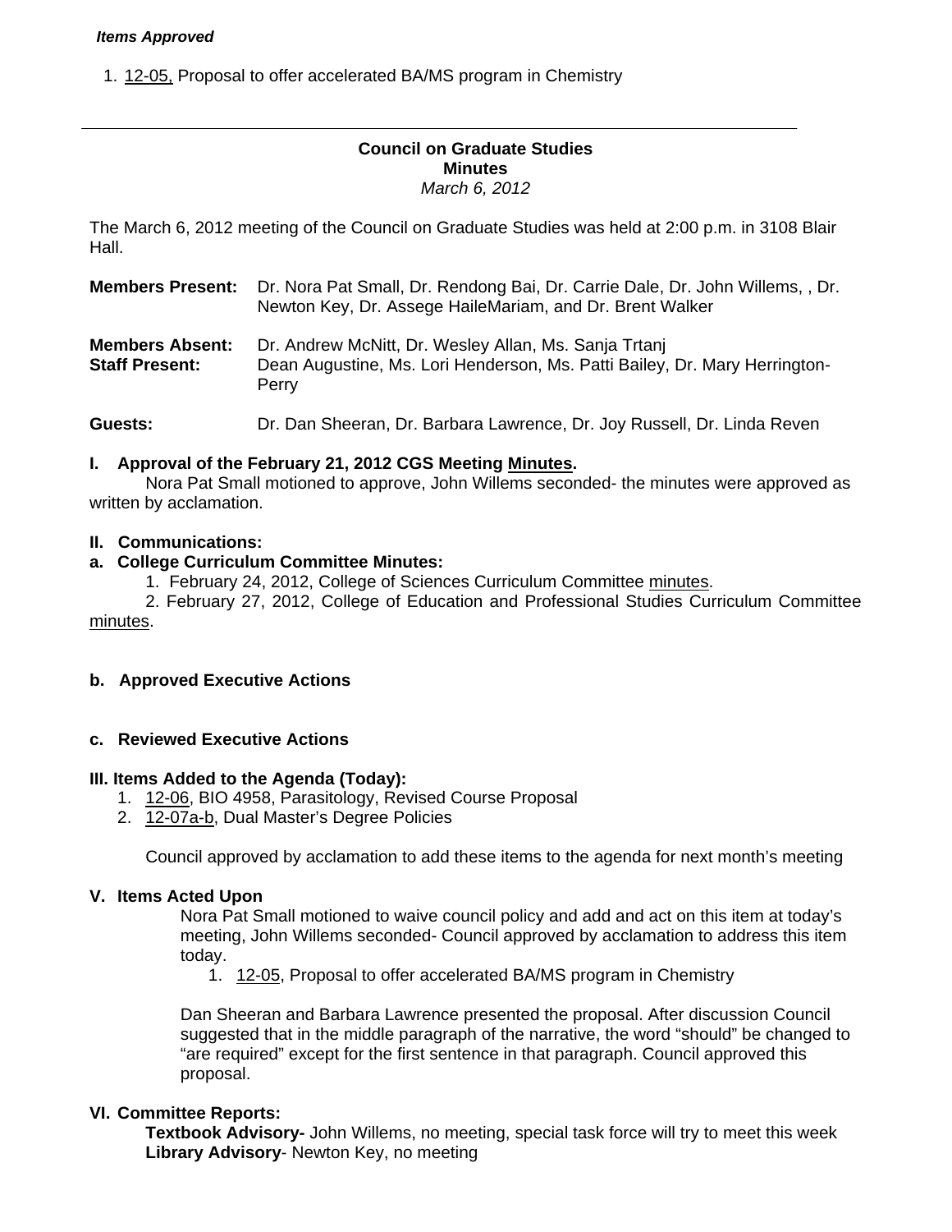***Items Approved***

1. 12-05, Proposal to offer accelerated BA/MS program in Chemistry

---

**Council on Graduate Studies**
**Minutes**
*March 6, 2012*

The March 6, 2012 meeting of the Council on Graduate Studies was held at 2:00 p.m. in 3108 Blair Hall.

**Members Present:** Dr. Nora Pat Small, Dr. Rendong Bai, Dr. Carrie Dale, Dr. John Willems, , Dr. Newton Key, Dr. Assege HaileMariam, and Dr. Brent Walker

**Members Absent:** Dr. Andrew McNitt, Dr. Wesley Allan, Ms. Sanja Trtanj
**Staff Present:** Dean Augustine, Ms. Lori Henderson, Ms. Patti Bailey, Dr. Mary Herrington-Perry

**Guests:** Dr. Dan Sheeran, Dr. Barbara Lawrence, Dr. Joy Russell, Dr. Linda Reven

**I. Approval of the February 21, 2012 CGS Meeting Minutes.**

Nora Pat Small motioned to approve, John Willems seconded- the minutes were approved as written by acclamation.

**II. Communications:**

**a. College Curriculum Committee Minutes:**

1. February 24, 2012, College of Sciences Curriculum Committee minutes.
2. February 27, 2012, College of Education and Professional Studies Curriculum Committee minutes.

**b. Approved Executive Actions**

**c. Reviewed Executive Actions**

**III. Items Added to the Agenda (Today):**

1. 12-06, BIO 4958, Parasitology, Revised Course Proposal
2. 12-07a-b, Dual Master's Degree Policies

Council approved by acclamation to add these items to the agenda for next month's meeting

**V. Items Acted Upon**

Nora Pat Small motioned to waive council policy and add and act on this item at today's meeting, John Willems seconded- Council approved by acclamation to address this item today.

1. 12-05, Proposal to offer accelerated BA/MS program in Chemistry

Dan Sheeran and Barbara Lawrence presented the proposal. After discussion Council suggested that in the middle paragraph of the narrative, the word "should" be changed to "are required" except for the first sentence in that paragraph. Council approved this proposal.

**VI. Committee Reports:**

**Textbook Advisory-** John Willems, no meeting, special task force will try to meet this week
**Library Advisory**- Newton Key, no meeting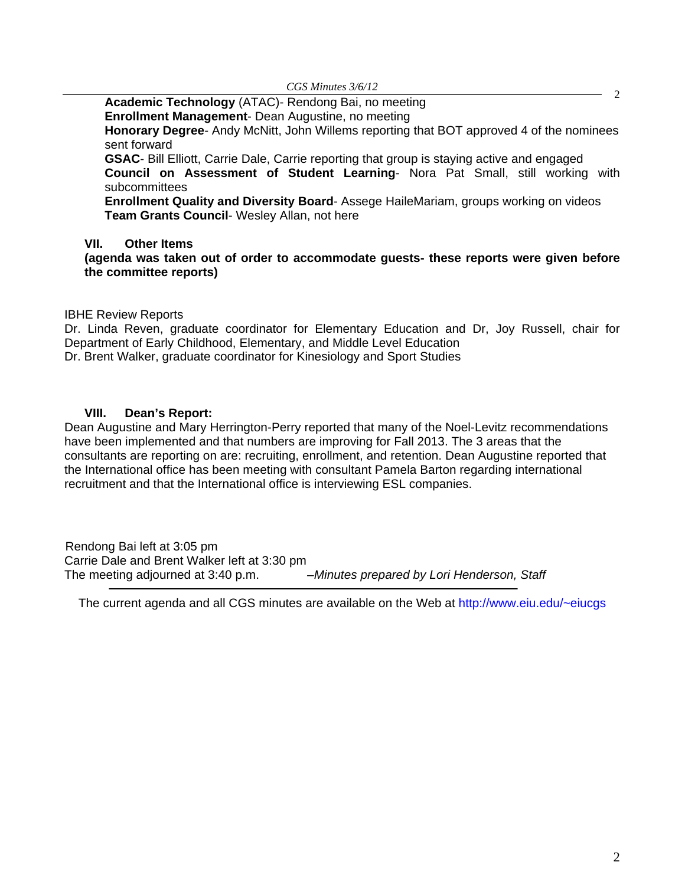**Academic Technology** (ATAC)- Rendong Bai, no meeting
**Enrollment Management**- Dean Augustine, no meeting
**Honorary Degree**- Andy McNitt, John Willems reporting that BOT approved 4 of the nominees sent forward
**GSAC**- Bill Elliott, Carrie Dale, Carrie reporting that group is staying active and engaged
**Council on Assessment of Student Learning**- Nora Pat Small, still working with subcommittees
**Enrollment Quality and Diversity Board**- Assege HaileMariam, groups working on videos
**Team Grants Council**- Wesley Allan, not here

## VII. Other Items

**(agenda was taken out of order to accommodate guests- these reports were given before the committee reports)**

IBHE Review Reports
Dr. Linda Reven, graduate coordinator for Elementary Education and Dr, Joy Russell, chair for Department of Early Childhood, Elementary, and Middle Level Education
Dr. Brent Walker, graduate coordinator for Kinesiology and Sport Studies

## VIII. Dean's Report:

Dean Augustine and Mary Herrington-Perry reported that many of the Noel-Levitz recommendations have been implemented and that numbers are improving for Fall 2013. The 3 areas that the consultants are reporting on are: recruiting, enrollment, and retention. Dean Augustine reported that the International office has been meeting with consultant Pamela Barton regarding international recruitment and that the International office is interviewing ESL companies.

Rendong Bai left at 3:05 pm
Carrie Dale and Brent Walker left at 3:30 pm
The meeting adjourned at 3:40 p.m. *–Minutes prepared by Lori Henderson, Staff*

---

The current agenda and all CGS minutes are available on the Web at http://www.eiu.edu/~eiucgs